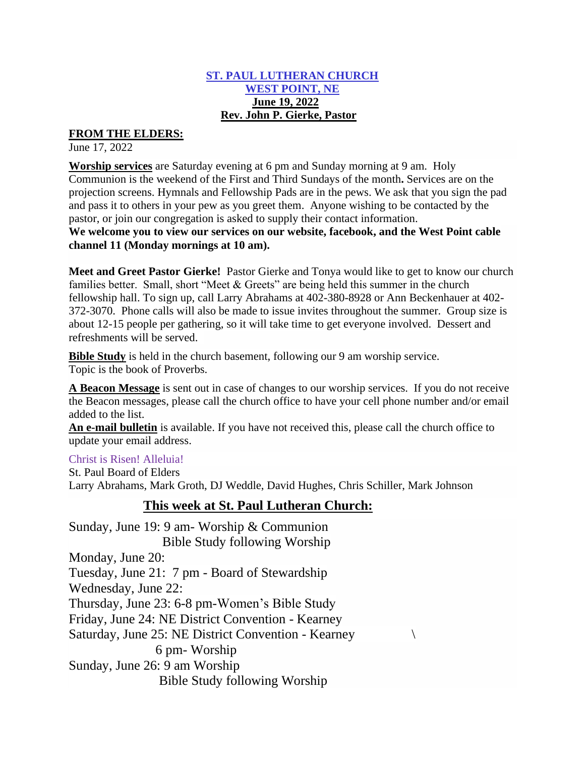**ST. PAUL LUTHERAN CHURCH**
**WEST POINT, NE**
**June 19, 2022**
**Rev. John P. Gierke, Pastor**

## FROM THE ELDERS:

June 17, 2022

**Worship services** are Saturday evening at 6 pm and Sunday morning at 9 am. Holy Communion is the weekend of the First and Third Sundays of the month**.** Services are on the projection screens. Hymnals and Fellowship Pads are in the pews. We ask that you sign the pad and pass it to others in your pew as you greet them. Anyone wishing to be contacted by the pastor, or join our congregation is asked to supply their contact information.

**We welcome you to view our services on our website, facebook, and the West Point cable channel 11 (Monday mornings at 10 am).**

**Meet and Greet Pastor Gierke!** Pastor Gierke and Tonya would like to get to know our church families better. Small, short "Meet & Greets" are being held this summer in the church fellowship hall. To sign up, call Larry Abrahams at 402-380-8928 or Ann Beckenhauer at 402-372-3070. Phone calls will also be made to issue invites throughout the summer. Group size is about 12-15 people per gathering, so it will take time to get everyone involved. Dessert and refreshments will be served.

**Bible Study** is held in the church basement, following our 9 am worship service. Topic is the book of Proverbs.

**A Beacon Message** is sent out in case of changes to our worship services. If you do not receive the Beacon messages, please call the church office to have your cell phone number and/or email added to the list.

**An e-mail bulletin** is available. If you have not received this, please call the church office to update your email address.

Christ is Risen! Alleluia!
St. Paul Board of Elders
Larry Abrahams, Mark Groth, DJ Weddle, David Hughes, Chris Schiller, Mark Johnson

## This week at St. Paul Lutheran Church:

Sunday, June 19: 9 am- Worship & Communion
Bible Study following Worship
Monday, June 20:
Tuesday, June 21: 7 pm - Board of Stewardship
Wednesday, June 22:
Thursday, June 23: 6-8 pm-Women's Bible Study
Friday, June 24: NE District Convention - Kearney
Saturday, June 25: NE District Convention - Kearney \
6 pm- Worship
Sunday, June 26: 9 am Worship
Bible Study following Worship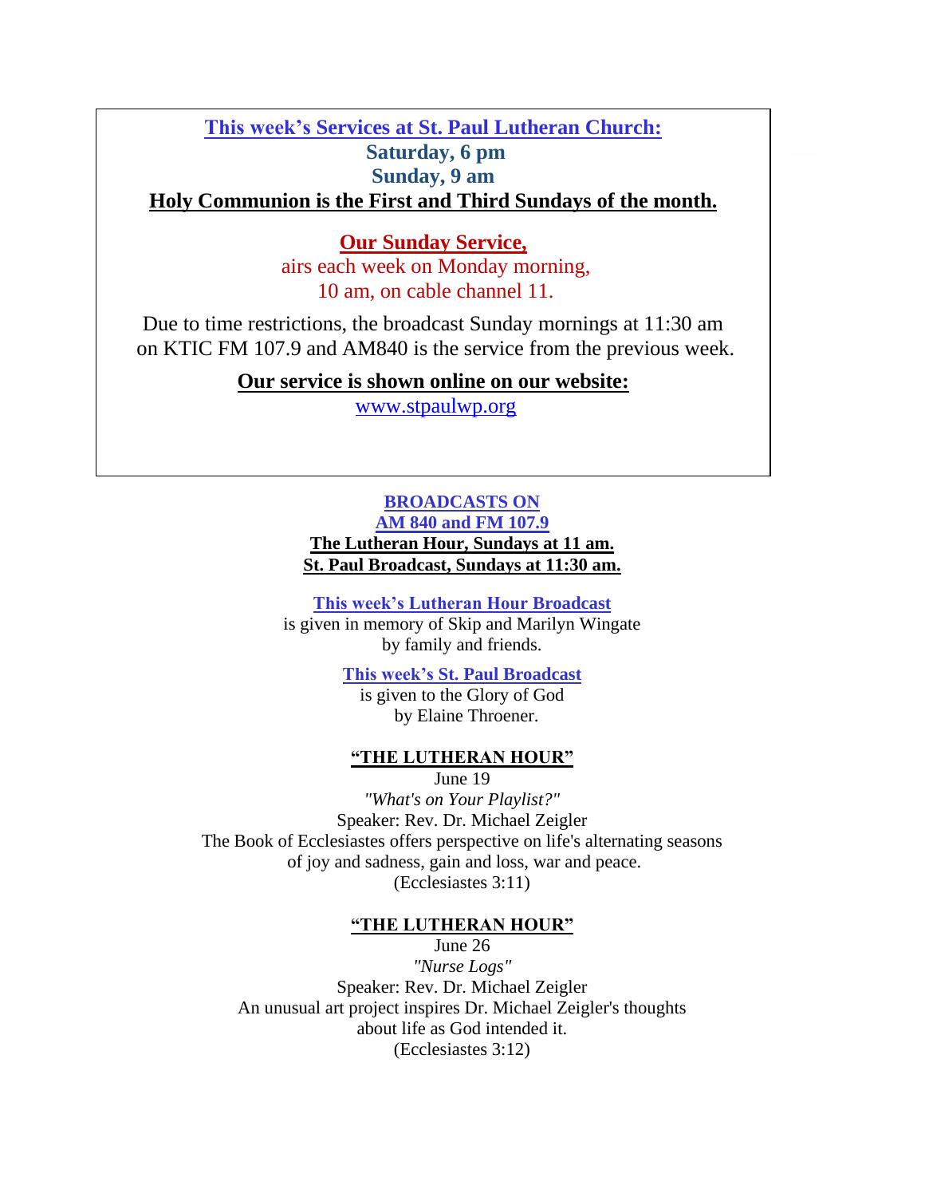**This week's Services at St. Paul Lutheran Church:**

**Saturday, 6 pm**

**Sunday, 9 am**

**Holy Communion is the First and Third Sundays of the month.**

**Our Sunday Service,**

airs each week on Monday morning,
10 am, on cable channel 11.

Due to time restrictions, the broadcast Sunday mornings at 11:30 am on KTIC FM 107.9 and AM840 is the service from the previous week.

**Our service is shown online on our website:**

www.stpaulwp.org

**BROADCASTS ON**
**AM 840 and FM 107.9**

**The Lutheran Hour, Sundays at 11 am.**
**St. Paul Broadcast, Sundays at 11:30 am.**

**This week's Lutheran Hour Broadcast**
is given in memory of Skip and Marilyn Wingate
by family and friends.

**This week's St. Paul Broadcast**
is given to the Glory of God
by Elaine Throener.

**"THE LUTHERAN HOUR"**

June 19
*"What's on Your Playlist?"*
Speaker: Rev. Dr. Michael Zeigler
The Book of Ecclesiastes offers perspective on life's alternating seasons of joy and sadness, gain and loss, war and peace.
(Ecclesiastes 3:11)

**"THE LUTHERAN HOUR"**

June 26
*"Nurse Logs"*
Speaker: Rev. Dr. Michael Zeigler
An unusual art project inspires Dr. Michael Zeigler's thoughts about life as God intended it.
(Ecclesiastes 3:12)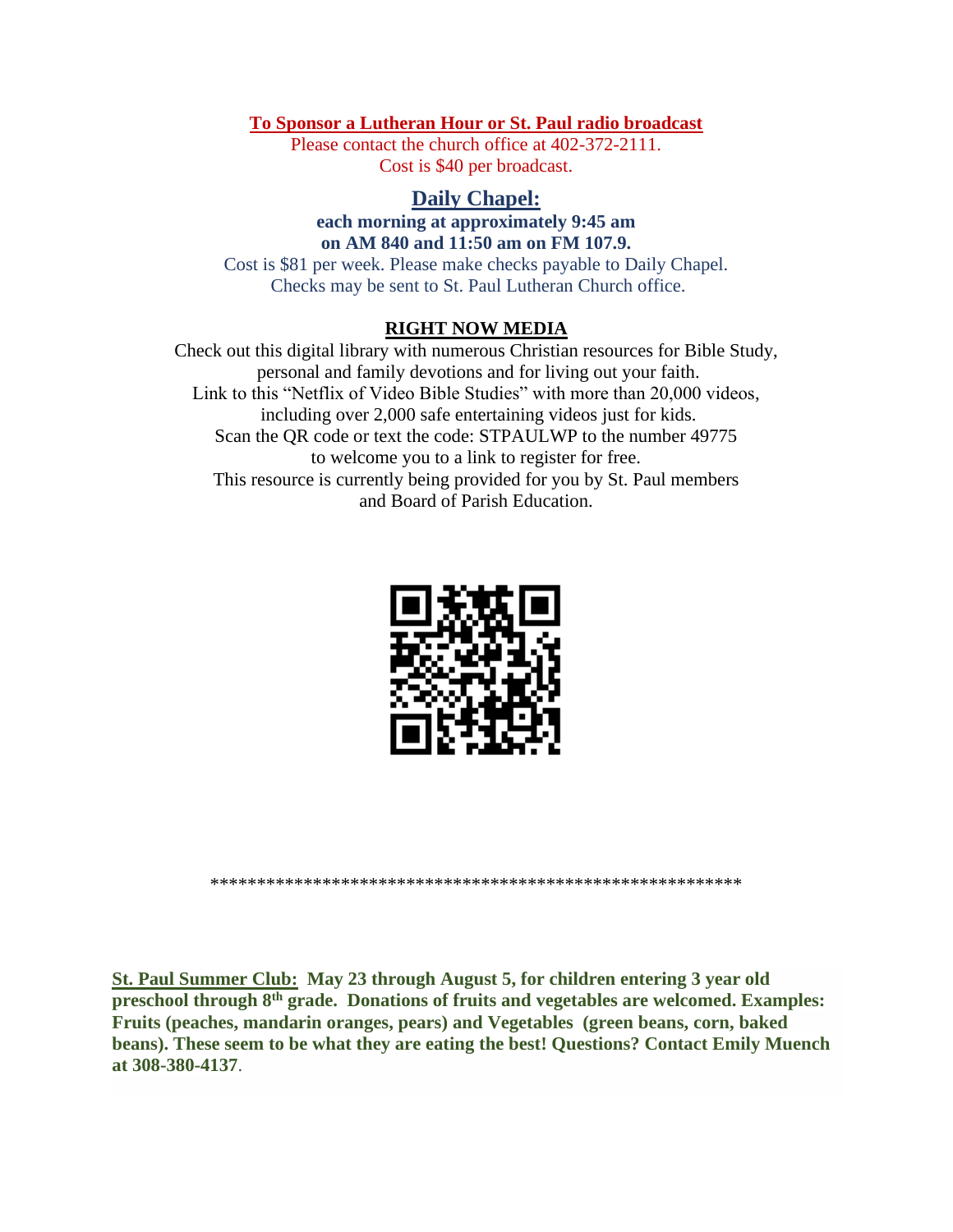**To Sponsor a Lutheran Hour or St. Paul radio broadcast**

Please contact the church office at 402-372-2111.
Cost is $40 per broadcast.

## Daily Chapel:

**each morning at approximately 9:45 am**
**on AM 840 and 11:50 am on FM 107.9.**

Cost is $81 per week. Please make checks payable to Daily Chapel.
Checks may be sent to St. Paul Lutheran Church office.

**RIGHT NOW MEDIA**

Check out this digital library with numerous Christian resources for Bible Study, personal and family devotions and for living out your faith.
Link to this "Netflix of Video Bible Studies" with more than 20,000 videos, including over 2,000 safe entertaining videos just for kids.
Scan the QR code or text the code: STPAULWP to the number 49775 to welcome you to a link to register for free.
This resource is currently being provided for you by St. Paul members and Board of Parish Education.

************************************************************

**St. Paul Summer Club: May 23 through August 5, for children entering 3 year old preschool through 8th grade. Donations of fruits and vegetables are welcomed. Examples: Fruits (peaches, mandarin oranges, pears) and Vegetables (green beans, corn, baked beans). These seem to be what they are eating the best! Questions? Contact Emily Muench at 308-380-4137**.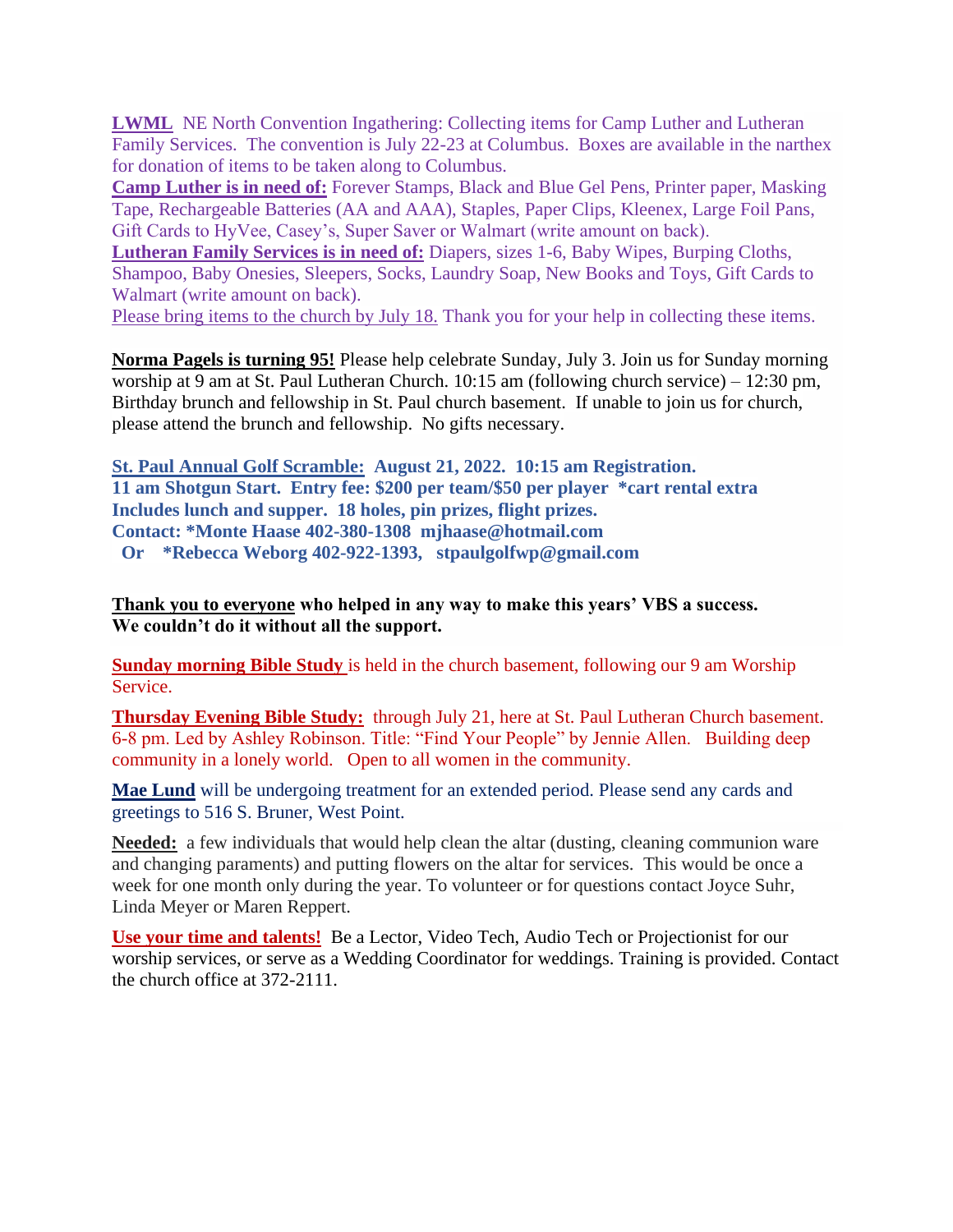**LWML** NE North Convention Ingathering: Collecting items for Camp Luther and Lutheran Family Services. The convention is July 22-23 at Columbus. Boxes are available in the narthex for donation of items to be taken along to Columbus.
**Camp Luther is in need of:** Forever Stamps, Black and Blue Gel Pens, Printer paper, Masking Tape, Rechargeable Batteries (AA and AAA), Staples, Paper Clips, Kleenex, Large Foil Pans, Gift Cards to HyVee, Casey's, Super Saver or Walmart (write amount on back).
**Lutheran Family Services is in need of:** Diapers, sizes 1-6, Baby Wipes, Burping Cloths, Shampoo, Baby Onesies, Sleepers, Socks, Laundry Soap, New Books and Toys, Gift Cards to Walmart (write amount on back).
Please bring items to the church by July 18. Thank you for your help in collecting these items.

**Norma Pagels is turning 95!** Please help celebrate Sunday, July 3. Join us for Sunday morning worship at 9 am at St. Paul Lutheran Church. 10:15 am (following church service) – 12:30 pm, Birthday brunch and fellowship in St. Paul church basement. If unable to join us for church, please attend the brunch and fellowship. No gifts necessary.

**St. Paul Annual Golf Scramble: August 21, 2022. 10:15 am Registration.**
**11 am Shotgun Start. Entry fee: $200 per team/$50 per player *cart rental extra**
**Includes lunch and supper. 18 holes, pin prizes, flight prizes.**
**Contact: *Monte Haase 402-380-1308 mjhaase@hotmail.com**
**Or *Rebecca Weborg 402-922-1393, stpaulgolfwp@gmail.com**

**Thank you to everyone who helped in any way to make this years' VBS a success.**
**We couldn't do it without all the support.**

**Sunday morning Bible Study** is held in the church basement, following our 9 am Worship Service.

**Thursday Evening Bible Study:** through July 21, here at St. Paul Lutheran Church basement. 6-8 pm. Led by Ashley Robinson. Title: "Find Your People" by Jennie Allen. Building deep community in a lonely world. Open to all women in the community.

**Mae Lund** will be undergoing treatment for an extended period. Please send any cards and greetings to 516 S. Bruner, West Point.

**Needed:** a few individuals that would help clean the altar (dusting, cleaning communion ware and changing paraments) and putting flowers on the altar for services. This would be once a week for one month only during the year. To volunteer or for questions contact Joyce Suhr, Linda Meyer or Maren Reppert.

**Use your time and talents!** Be a Lector, Video Tech, Audio Tech or Projectionist for our worship services, or serve as a Wedding Coordinator for weddings. Training is provided. Contact the church office at 372-2111.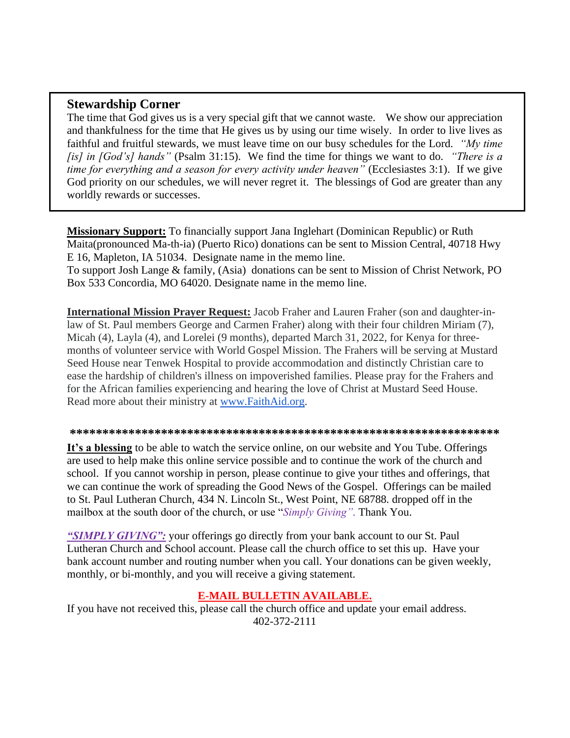## Stewardship Corner

The time that God gives us is a very special gift that we cannot waste. We show our appreciation and thankfulness for the time that He gives us by using our time wisely. In order to live lives as faithful and fruitful stewards, we must leave time on our busy schedules for the Lord. *"My time [is] in [God's] hands"* (Psalm 31:15). We find the time for things we want to do. *"There is a time for everything and a season for every activity under heaven"* (Ecclesiastes 3:1). If we give God priority on our schedules, we will never regret it. The blessings of God are greater than any worldly rewards or successes.

**Missionary Support:** To financially support Jana Inglehart (Dominican Republic) or Ruth Maita(pronounced Ma-th-ia) (Puerto Rico) donations can be sent to Mission Central, 40718 Hwy E 16, Mapleton, IA 51034. Designate name in the memo line.
To support Josh Lange & family, (Asia) donations can be sent to Mission of Christ Network, PO Box 533 Concordia, MO 64020. Designate name in the memo line.

**International Mission Prayer Request:** Jacob Fraher and Lauren Fraher (son and daughter-in-law of St. Paul members George and Carmen Fraher) along with their four children Miriam (7), Micah (4), Layla (4), and Lorelei (9 months), departed March 31, 2022, for Kenya for three-months of volunteer service with World Gospel Mission. The Frahers will be serving at Mustard Seed House near Tenwek Hospital to provide accommodation and distinctly Christian care to ease the hardship of children's illness on impoverished families. Please pray for the Frahers and for the African families experiencing and hearing the love of Christ at Mustard Seed House. Read more about their ministry at www.FaithAid.org.

**********************************************************************

**It's a blessing** to be able to watch the service online, on our website and You Tube. Offerings are used to help make this online service possible and to continue the work of the church and school. If you cannot worship in person, please continue to give your tithes and offerings, that we can continue the work of spreading the Good News of the Gospel. Offerings can be mailed to St. Paul Lutheran Church, 434 N. Lincoln St., West Point, NE 68788. dropped off in the mailbox at the south door of the church, or use "*Simply Giving".* Thank You.

***"SIMPLY GIVING":*** your offerings go directly from your bank account to our St. Paul Lutheran Church and School account. Please call the church office to set this up. Have your bank account number and routing number when you call. Your donations can be given weekly, monthly, or bi-monthly, and you will receive a giving statement.

**E-MAIL BULLETIN AVAILABLE.**

If you have not received this, please call the church office and update your email address.
402-372-2111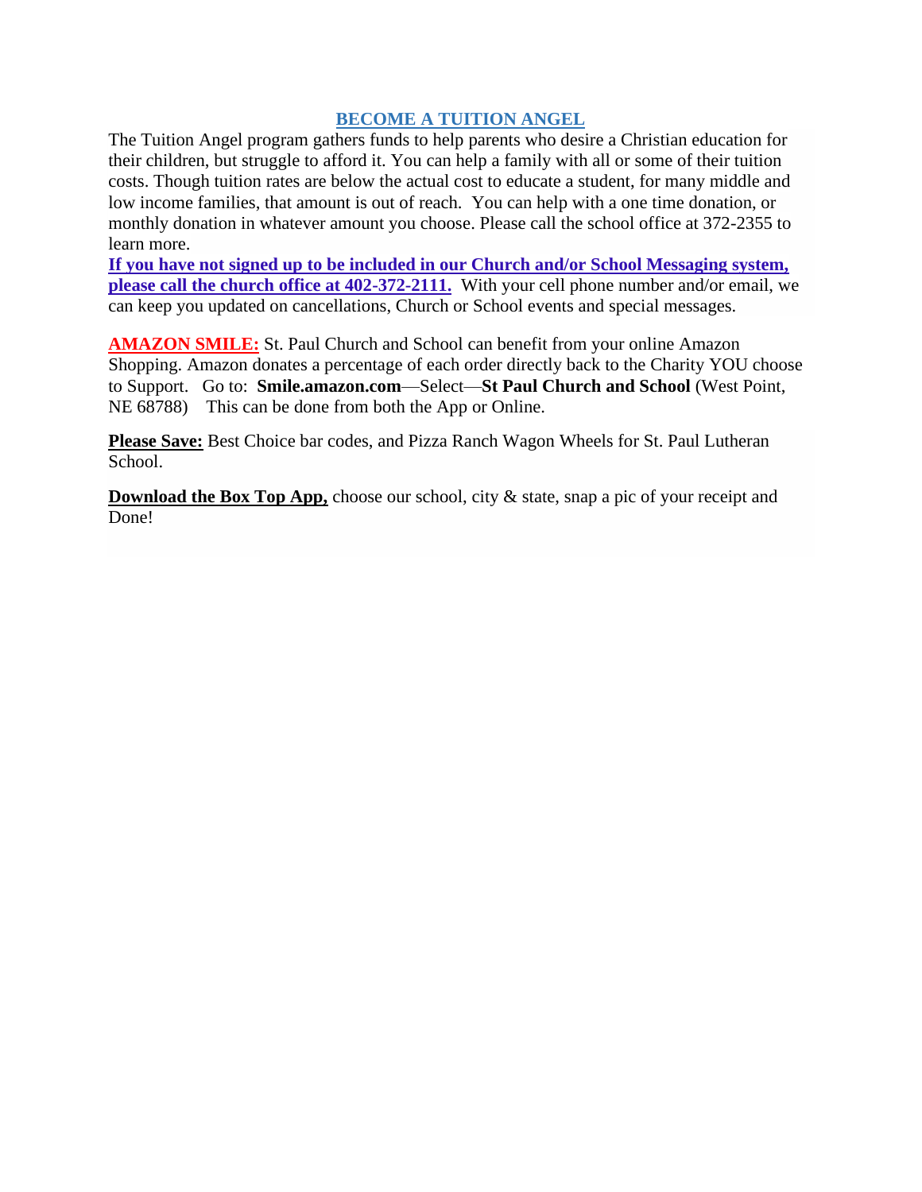## BECOME A TUITION ANGEL

The Tuition Angel program gathers funds to help parents who desire a Christian education for their children, but struggle to afford it. You can help a family with all or some of their tuition costs. Though tuition rates are below the actual cost to educate a student, for many middle and low income families, that amount is out of reach. You can help with a one time donation, or monthly donation in whatever amount you choose. Please call the school office at 372-2355 to learn more.

**If you have not signed up to be included in our Church and/or School Messaging system, please call the church office at 402-372-2111.** With your cell phone number and/or email, we can keep you updated on cancellations, Church or School events and special messages.

**AMAZON SMILE:** St. Paul Church and School can benefit from your online Amazon Shopping. Amazon donates a percentage of each order directly back to the Charity YOU choose to Support. Go to: **Smile.amazon.com**—Select—**St Paul Church and School** (West Point, NE 68788) This can be done from both the App or Online.

**Please Save:** Best Choice bar codes, and Pizza Ranch Wagon Wheels for St. Paul Lutheran School.

**Download the Box Top App,** choose our school, city & state, snap a pic of your receipt and Done!